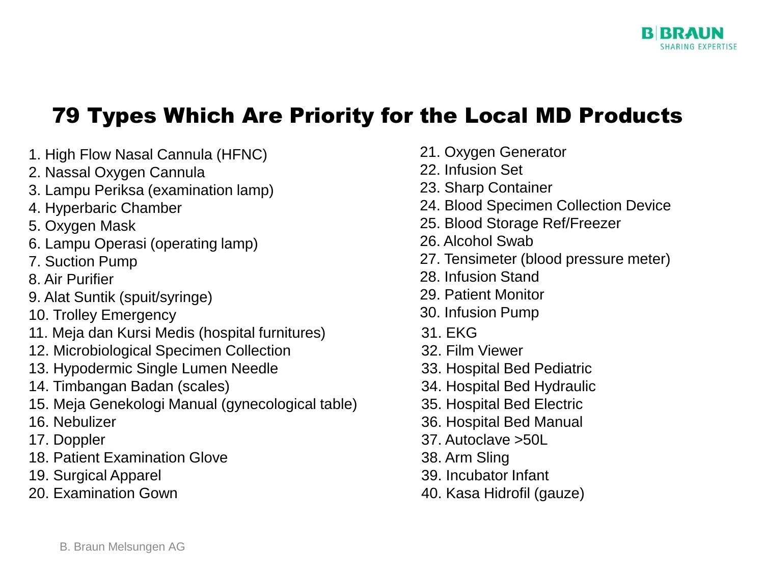# 79 Types Which Are Priority for the Local MD Products

1. High Flow Nasal Cannula (HFNC)
2. Nassal Oxygen Cannula
3. Lampu Periksa (examination lamp)
4. Hyperbaric Chamber
5. Oxygen Mask
6. Lampu Operasi (operating lamp)
7. Suction Pump
8. Air Purifier
9. Alat Suntik (spuit/syringe)
10. Trolley Emergency
11. Meja dan Kursi Medis (hospital furnitures)
12. Microbiological Specimen Collection
13. Hypodermic Single Lumen Needle
14. Timbangan Badan (scales)
15. Meja Genekologi Manual (gynecological table)
16. Nebulizer
17. Doppler
18. Patient Examination Glove
19. Surgical Apparel
20. Examination Gown
21. Oxygen Generator
22. Infusion Set
23. Sharp Container
24. Blood Specimen Collection Device
25. Blood Storage Ref/Freezer
26. Alcohol Swab
27. Tensimeter (blood pressure meter)
28. Infusion Stand
29. Patient Monitor
30. Infusion Pump
31. EKG
32. Film Viewer
33. Hospital Bed Pediatric
34. Hospital Bed Hydraulic
35. Hospital Bed Electric
36. Hospital Bed Manual
37. Autoclave >50L
38. Arm Sling
39. Incubator Infant
40. Kasa Hidrofil (gauze)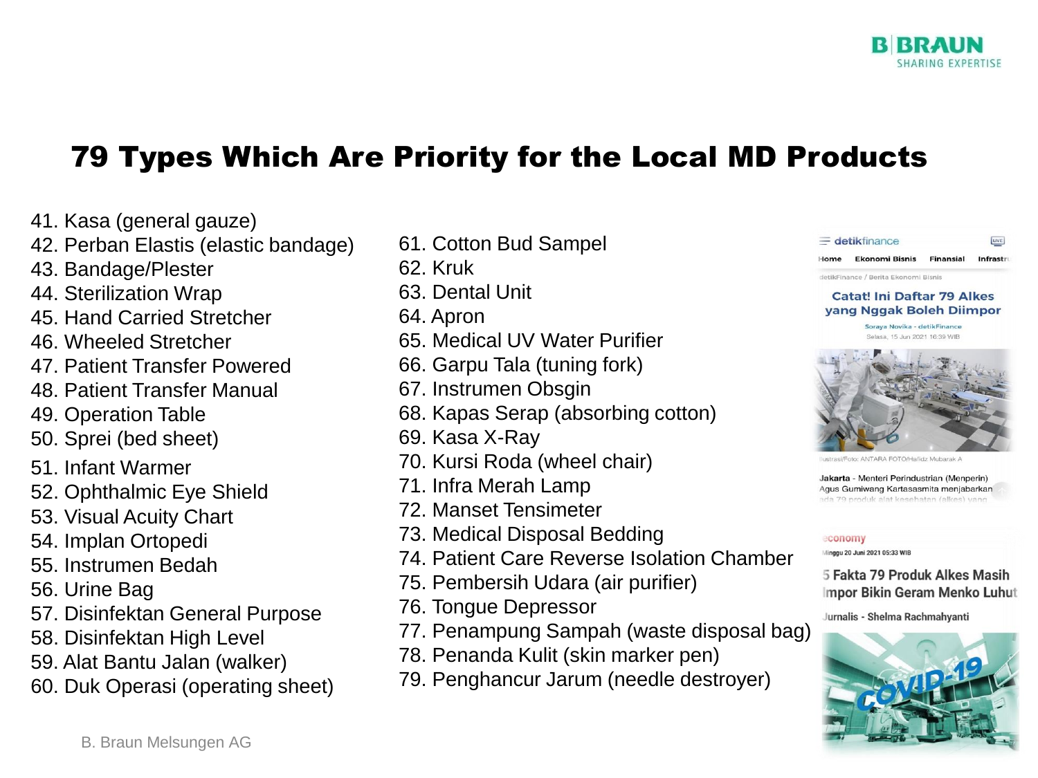# 79 Types Which Are Priority for the Local MD Products

41. Kasa (general gauze)
42. Perban Elastis (elastic bandage)
43. Bandage/Plester
44. Sterilization Wrap
45. Hand Carried Stretcher
46. Wheeled Stretcher
47. Patient Transfer Powered
48. Patient Transfer Manual
49. Operation Table
50. Sprei (bed sheet)
51. Infant Warmer
52. Ophthalmic Eye Shield
53. Visual Acuity Chart
54. Implan Ortopedi
55. Instrumen Bedah
56. Urine Bag
57. Disinfektan General Purpose
58. Disinfektan High Level
59. Alat Bantu Jalan (walker)
60. Duk Operasi (operating sheet)
61. Cotton Bud Sampel
62. Kruk
63. Dental Unit
64. Apron
65. Medical UV Water Purifier
66. Garpu Tala (tuning fork)
67. Instrumen Obsgin
68. Kapas Serap (absorbing cotton)
69. Kasa X-Ray
70. Kursi Roda (wheel chair)
71. Infra Merah Lamp
72. Manset Tensimeter
73. Medical Disposal Bedding
74. Patient Care Reverse Isolation Chamber
75. Pembersih Udara (air purifier)
76. Tongue Depressor
77. Penampung Sampah (waste disposal bag)
78. Penanda Kulit (skin marker pen)
79. Penghancur Jarum (needle destroyer)

detikfinance

Catat! Ini Daftar 79 Alkes yang Nggak Boleh Diimpor

Soraya Novika - detikFinance

Selasa, 15 Jun 2021 16:39 WIB

Jakarta - Menteri Perindustrian (Menperin) Agus Gumiwang Kartasasmita menjabarkan ada 79 produk alat kesehatan (alkes) yang

economy

Minggu 20 Juni 2021 05:33 WIB

5 Fakta 79 Produk Alkes Masih Impor Bikin Geram Menko Luhut

Jurnalis - Shelma Rachmahyanti

B. Braun Melsungen AG